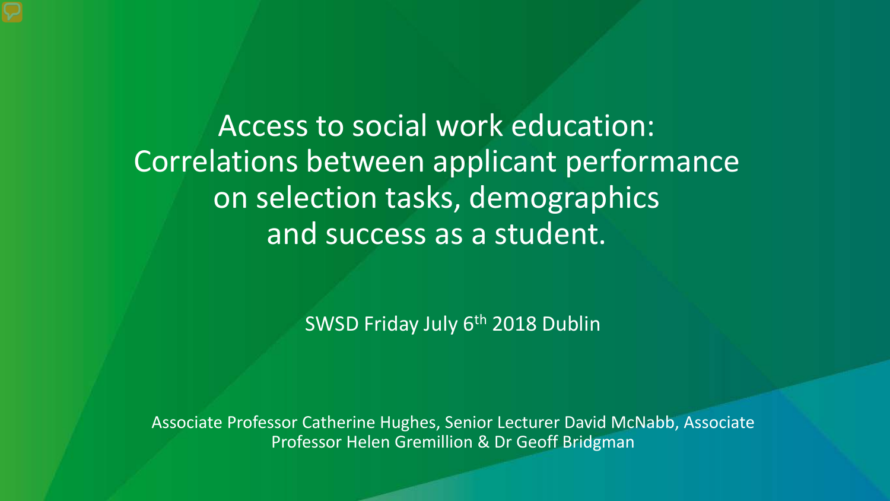# Access to social work education: Correlations between applicant performance on selection tasks, demographics and success as a student.

SWSD Friday July 6th 2018 Dublin

Associate Professor Catherine Hughes, Senior Lecturer David McNabb, Associate Professor Helen Gremillion & Dr Geoff Bridgman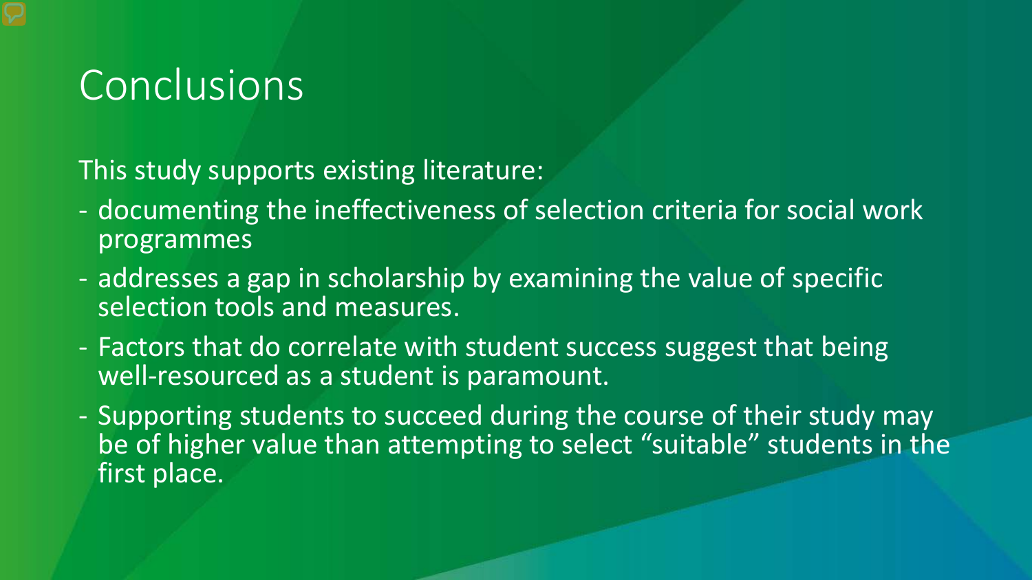# Conclusions

This study supports existing literature:

- documenting the ineffectiveness of selection criteria for social work programmes
- addresses a gap in scholarship by examining the value of specific selection tools and measures.
- Factors that do correlate with student success suggest that being well-resourced as a student is paramount.
- Supporting students to succeed during the course of their study may be of higher value than attempting to select "suitable" students in the first place.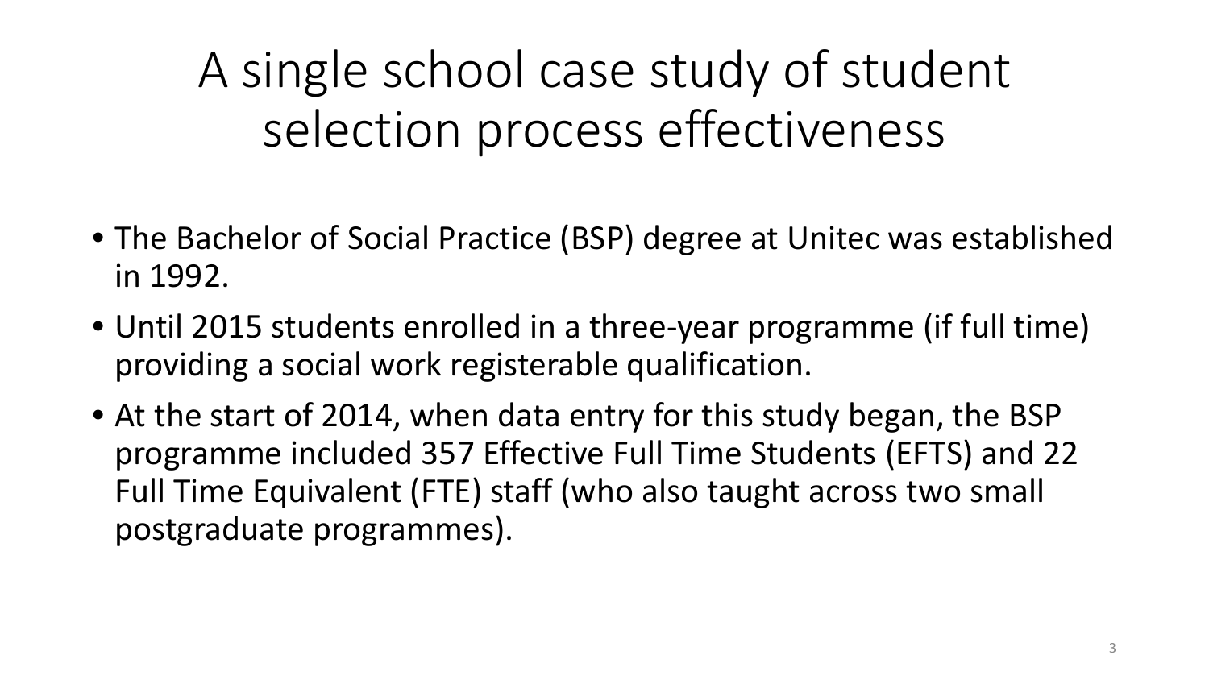# A single school case study of student selection process effectiveness

- The Bachelor of Social Practice (BSP) degree at Unitec was established in 1992.
- Until 2015 students enrolled in a three-year programme (if full time) providing a social work registerable qualification.
- At the start of 2014, when data entry for this study began, the BSP programme included 357 Effective Full Time Students (EFTS) and 22 Full Time Equivalent (FTE) staff (who also taught across two small postgraduate programmes).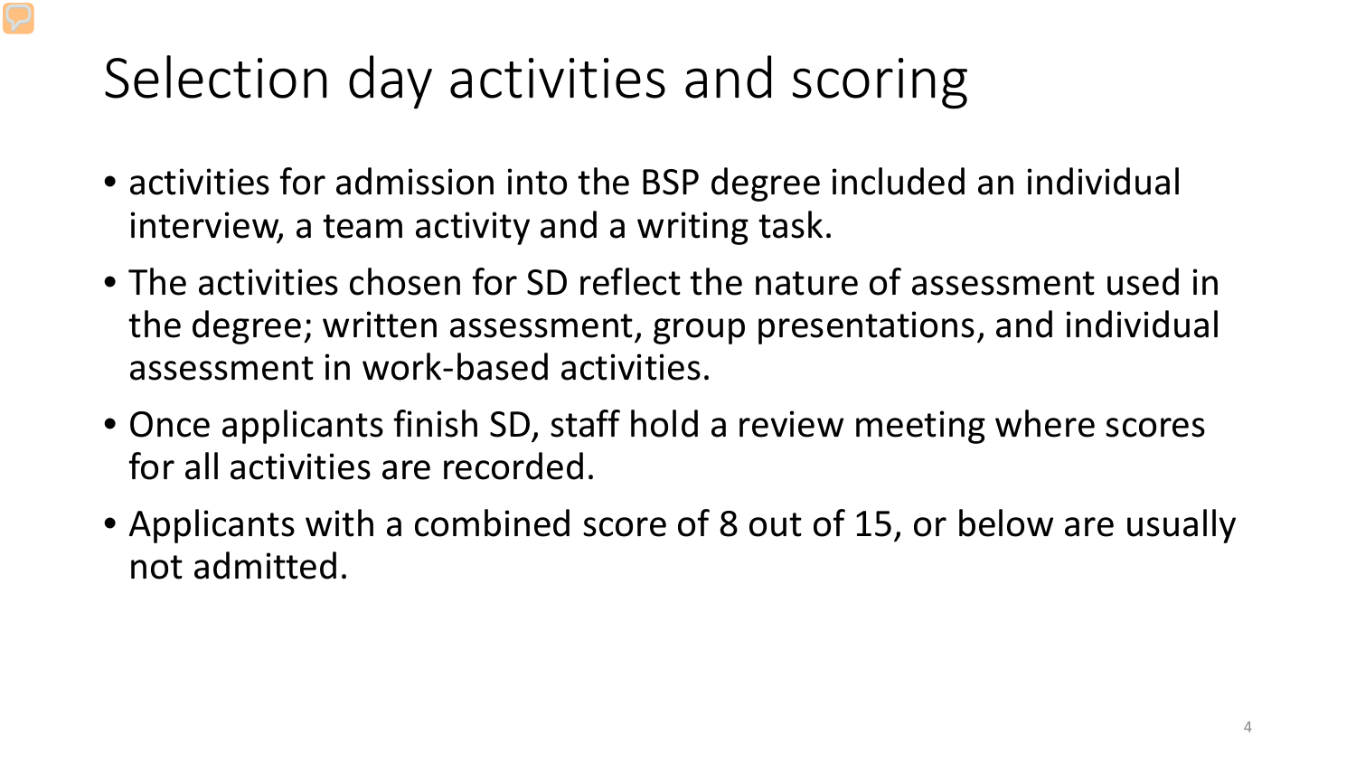# Selection day activities and scoring

- activities for admission into the BSP degree included an individual interview, a team activity and a writing task.
- The activities chosen for SD reflect the nature of assessment used in the degree; written assessment, group presentations, and individual assessment in work-based activities.
- Once applicants finish SD, staff hold a review meeting where scores for all activities are recorded.
- Applicants with a combined score of 8 out of 15, or below are usually not admitted.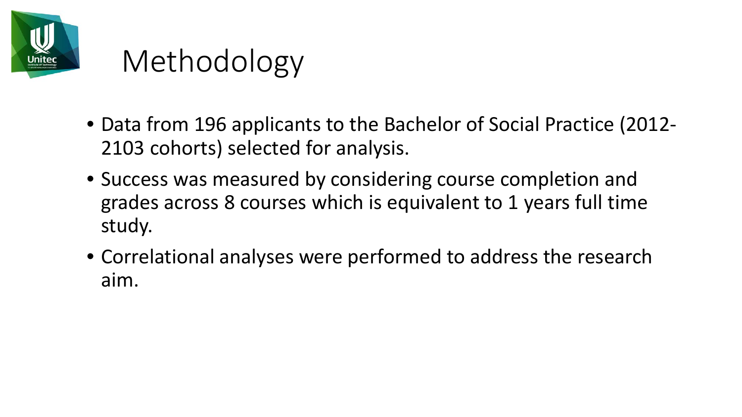# Methodology

- Data from 196 applicants to the Bachelor of Social Practice (2012-2103 cohorts) selected for analysis.
- Success was measured by considering course completion and grades across 8 courses which is equivalent to 1 years full time study.
- Correlational analyses were performed to address the research aim.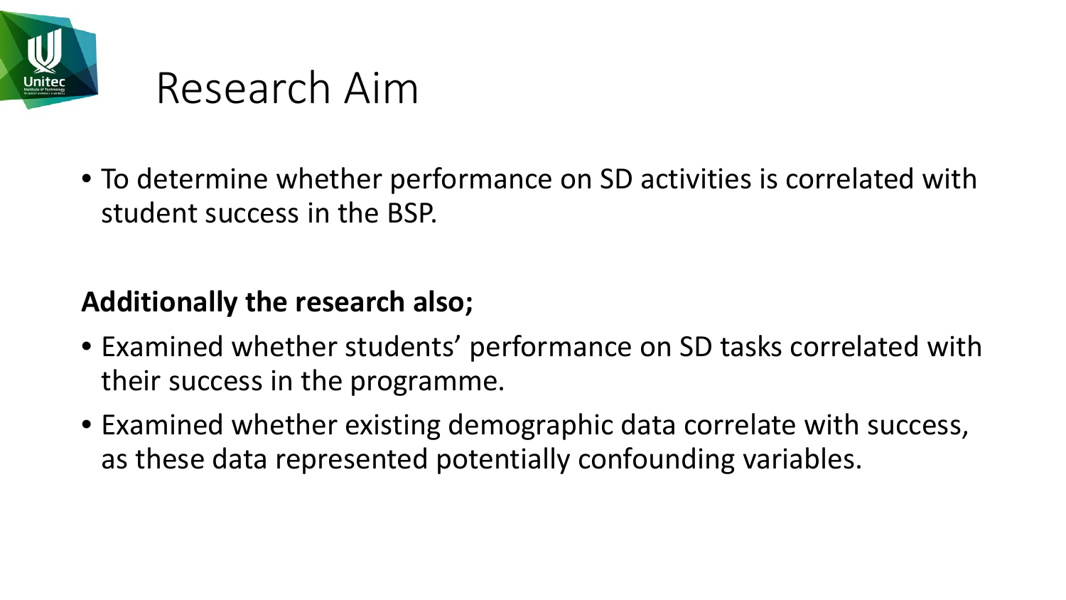# Research Aim

- To determine whether performance on SD activities is correlated with student success in the BSP.

**Additionally the research also;**

- Examined whether students' performance on SD tasks correlated with their success in the programme.
- Examined whether existing demographic data correlate with success, as these data represented potentially confounding variables.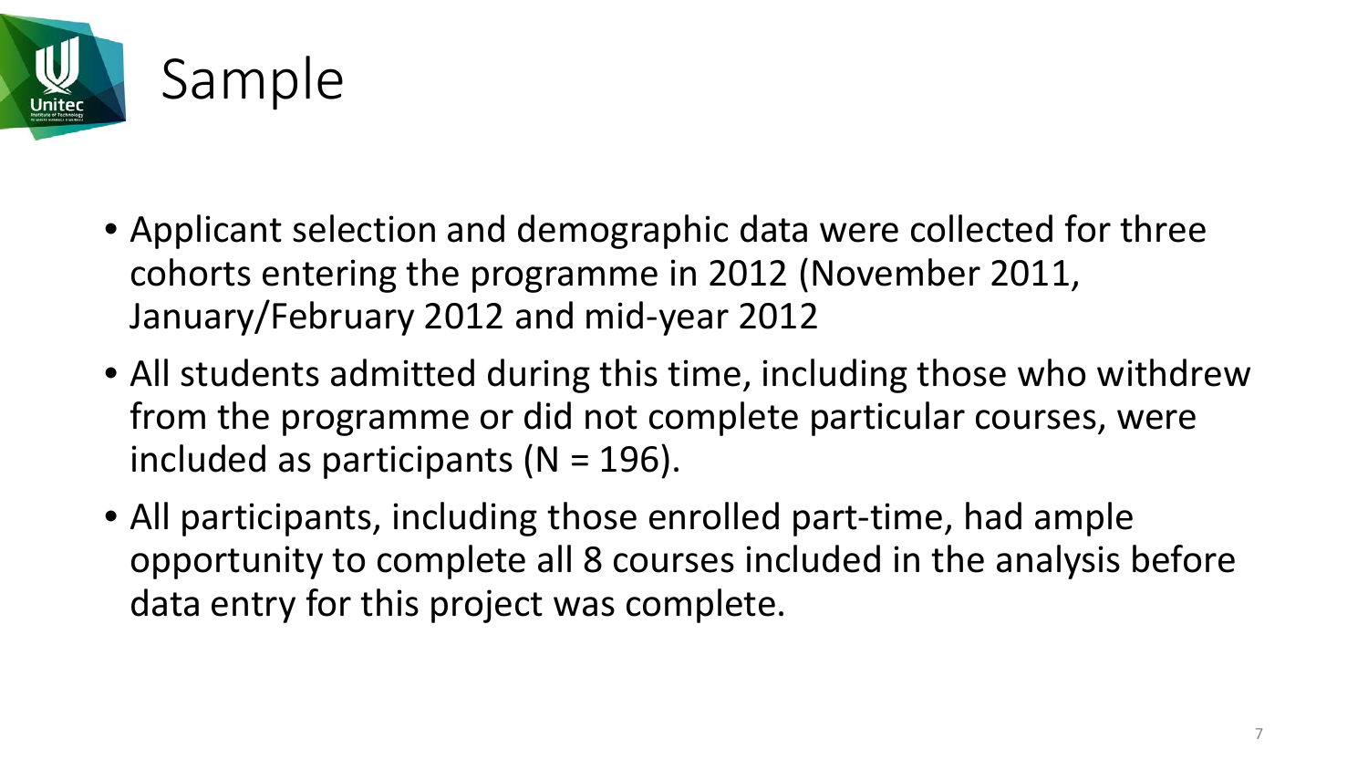# Sample

- Applicant selection and demographic data were collected for three cohorts entering the programme in 2012 (November 2011, January/February 2012 and mid-year 2012
- All students admitted during this time, including those who withdrew from the programme or did not complete particular courses, were included as participants (N = 196).
- All participants, including those enrolled part-time, had ample opportunity to complete all 8 courses included in the analysis before data entry for this project was complete.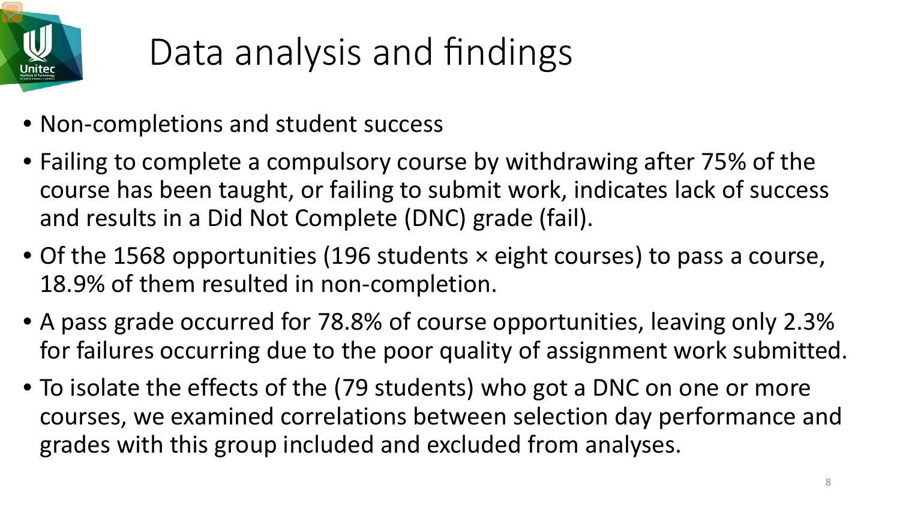# Data analysis and findings

- Non-completions and student success
- Failing to complete a compulsory course by withdrawing after 75% of the course has been taught, or failing to submit work, indicates lack of success and results in a Did Not Complete (DNC) grade (fail).
- Of the 1568 opportunities (196 students × eight courses) to pass a course, 18.9% of them resulted in non-completion.
- A pass grade occurred for 78.8% of course opportunities, leaving only 2.3% for failures occurring due to the poor quality of assignment work submitted.
- To isolate the effects of the (79 students) who got a DNC on one or more courses, we examined correlations between selection day performance and grades with this group included and excluded from analyses.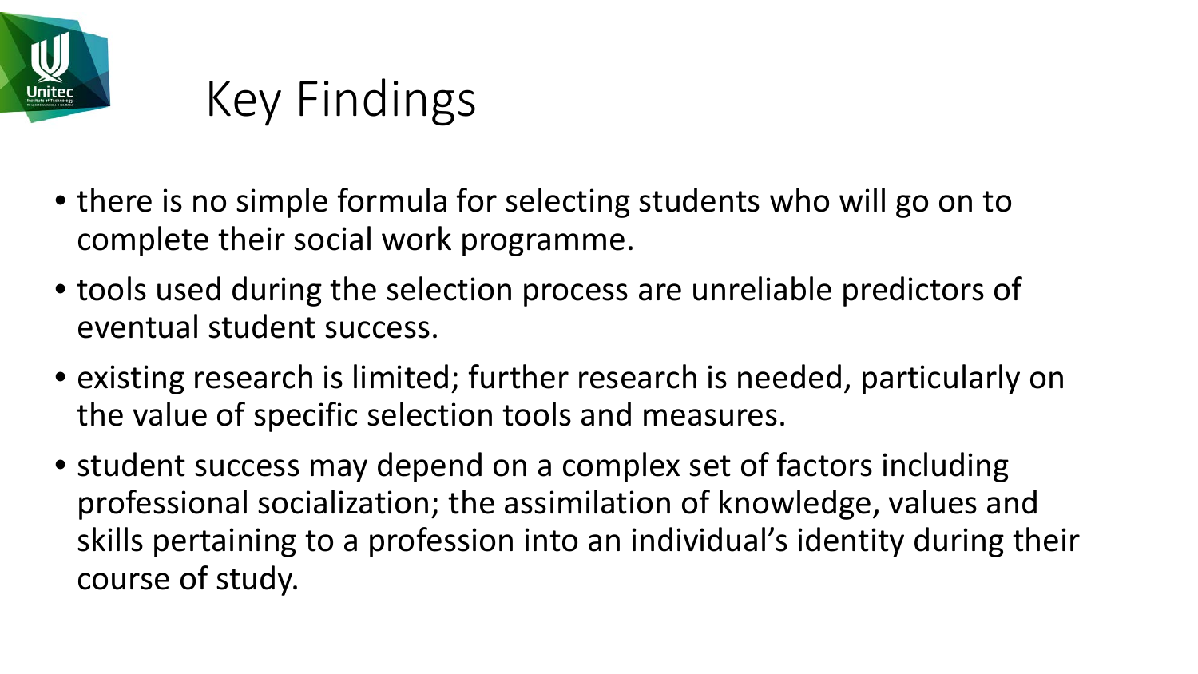# Key Findings

- there is no simple formula for selecting students who will go on to complete their social work programme.
- tools used during the selection process are unreliable predictors of eventual student success.
- existing research is limited; further research is needed, particularly on the value of specific selection tools and measures.
- student success may depend on a complex set of factors including professional socialization; the assimilation of knowledge, values and skills pertaining to a profession into an individual's identity during their course of study.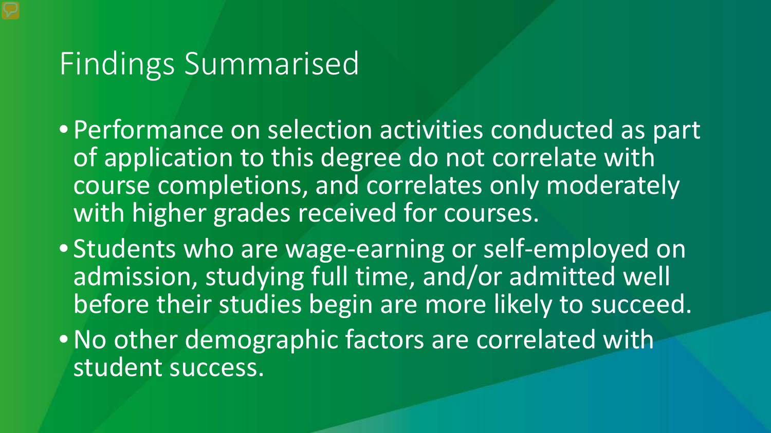# Findings Summarised

- Performance on selection activities conducted as part of application to this degree do not correlate with course completions, and correlates only moderately with higher grades received for courses.
- Students who are wage-earning or self-employed on admission, studying full time, and/or admitted well before their studies begin are more likely to succeed.
- No other demographic factors are correlated with student success.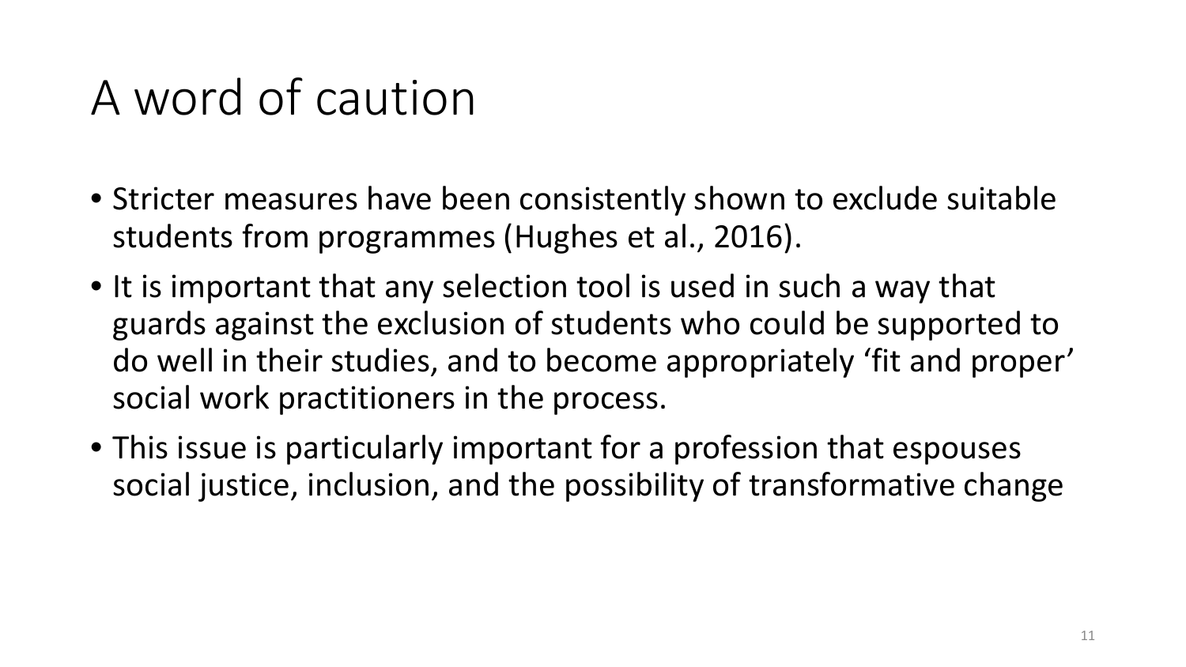# A word of caution

- Stricter measures have been consistently shown to exclude suitable students from programmes (Hughes et al., 2016).
- It is important that any selection tool is used in such a way that guards against the exclusion of students who could be supported to do well in their studies, and to become appropriately 'fit and proper' social work practitioners in the process.
- This issue is particularly important for a profession that espouses social justice, inclusion, and the possibility of transformative change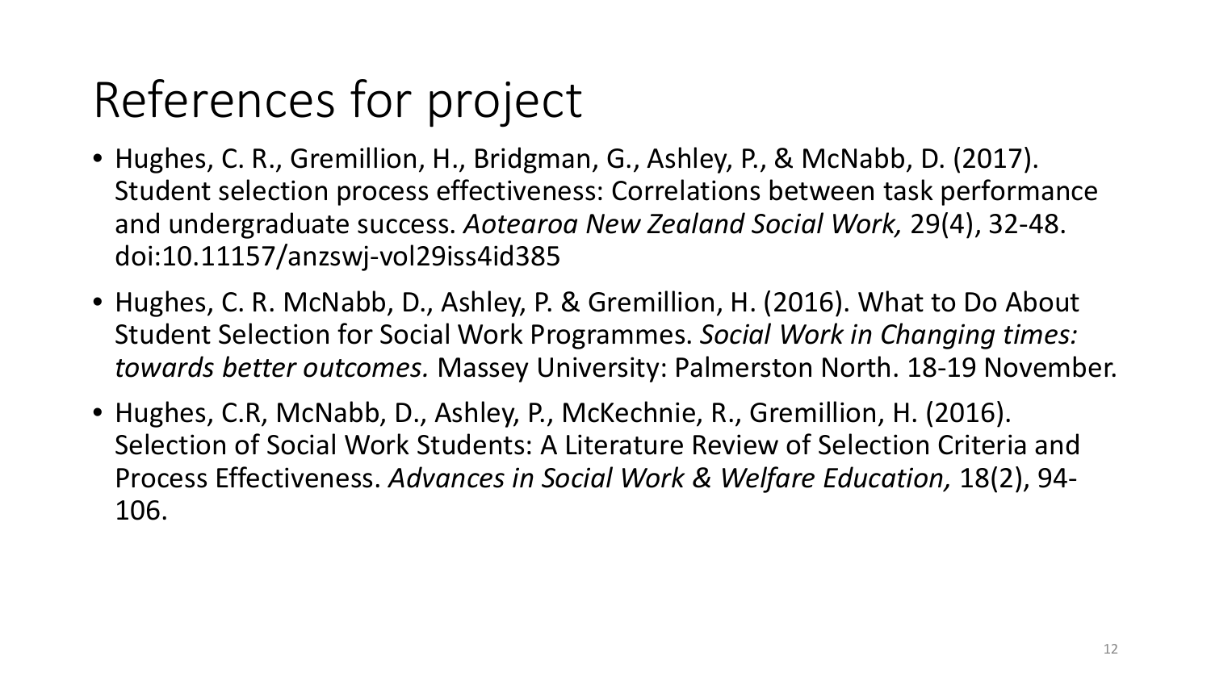# References for project

- Hughes, C. R., Gremillion, H., Bridgman, G., Ashley, P., & McNabb, D. (2017). Student selection process effectiveness: Correlations between task performance and undergraduate success. *Aotearoa New Zealand Social Work,* 29(4), 32-48. doi:10.11157/anzswj-vol29iss4id385
- Hughes, C. R. McNabb, D., Ashley, P. & Gremillion, H. (2016). What to Do About Student Selection for Social Work Programmes. *Social Work in Changing times: towards better outcomes.* Massey University: Palmerston North. 18-19 November.
- Hughes, C.R, McNabb, D., Ashley, P., McKechnie, R., Gremillion, H. (2016). Selection of Social Work Students: A Literature Review of Selection Criteria and Process Effectiveness. *Advances in Social Work & Welfare Education,* 18(2), 94-106.